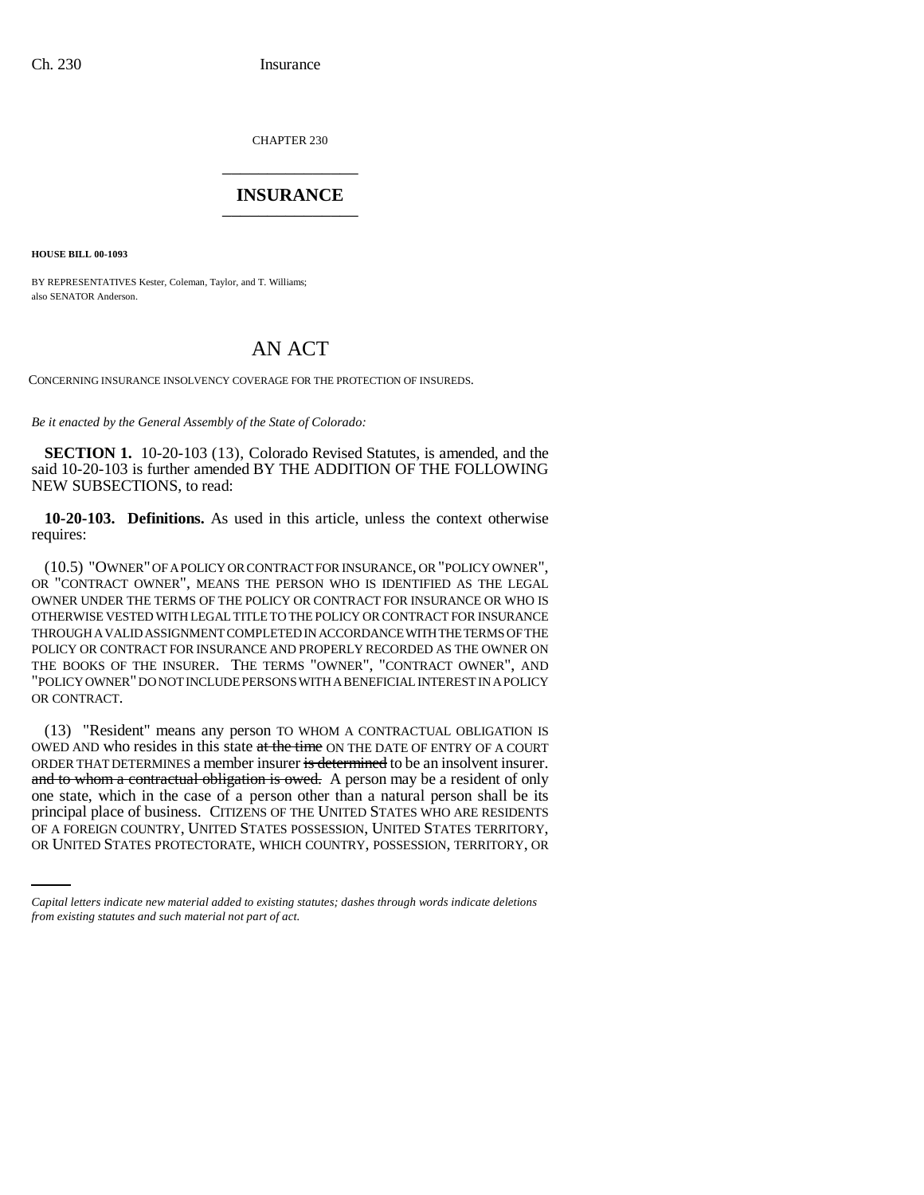CHAPTER 230

# INSURANCE

**HOUSE BILL 00-1093**

BY REPRESENTATIVES Kester, Coleman, Taylor, and T. Williams;
also SENATOR Anderson.

# AN ACT

CONCERNING INSURANCE INSOLVENCY COVERAGE FOR THE PROTECTION OF INSUREDS.

*Be it enacted by the General Assembly of the State of Colorado:*

**SECTION 1.** 10-20-103 (13), Colorado Revised Statutes, is amended, and the said 10-20-103 is further amended BY THE ADDITION OF THE FOLLOWING NEW SUBSECTIONS, to read:

**10-20-103. Definitions.** As used in this article, unless the context otherwise requires:

(10.5) "OWNER" OF A POLICY OR CONTRACT FOR INSURANCE, OR "POLICY OWNER", OR "CONTRACT OWNER", MEANS THE PERSON WHO IS IDENTIFIED AS THE LEGAL OWNER UNDER THE TERMS OF THE POLICY OR CONTRACT FOR INSURANCE OR WHO IS OTHERWISE VESTED WITH LEGAL TITLE TO THE POLICY OR CONTRACT FOR INSURANCE THROUGH A VALID ASSIGNMENT COMPLETED IN ACCORDANCE WITH THE TERMS OF THE POLICY OR CONTRACT FOR INSURANCE AND PROPERLY RECORDED AS THE OWNER ON THE BOOKS OF THE INSURER. THE TERMS "OWNER", "CONTRACT OWNER", AND "POLICY OWNER" DO NOT INCLUDE PERSONS WITH A BENEFICIAL INTEREST IN A POLICY OR CONTRACT.

(13) "Resident" means any person TO WHOM A CONTRACTUAL OBLIGATION IS OWED AND who resides in this state ~~at the time~~ ON THE DATE OF ENTRY OF A COURT ORDER THAT DETERMINES a member insurer ~~is determined~~ to be an insolvent insurer. ~~and to whom a contractual obligation is owed.~~ A person may be a resident of only one state, which in the case of a person other than a natural person shall be its principal place of business. CITIZENS OF THE UNITED STATES WHO ARE RESIDENTS OF A FOREIGN COUNTRY, UNITED STATES POSSESSION, UNITED STATES TERRITORY, OR UNITED STATES PROTECTORATE, WHICH COUNTRY, POSSESSION, TERRITORY, OR

*Capital letters indicate new material added to existing statutes; dashes through words indicate deletions from existing statutes and such material not part of act.*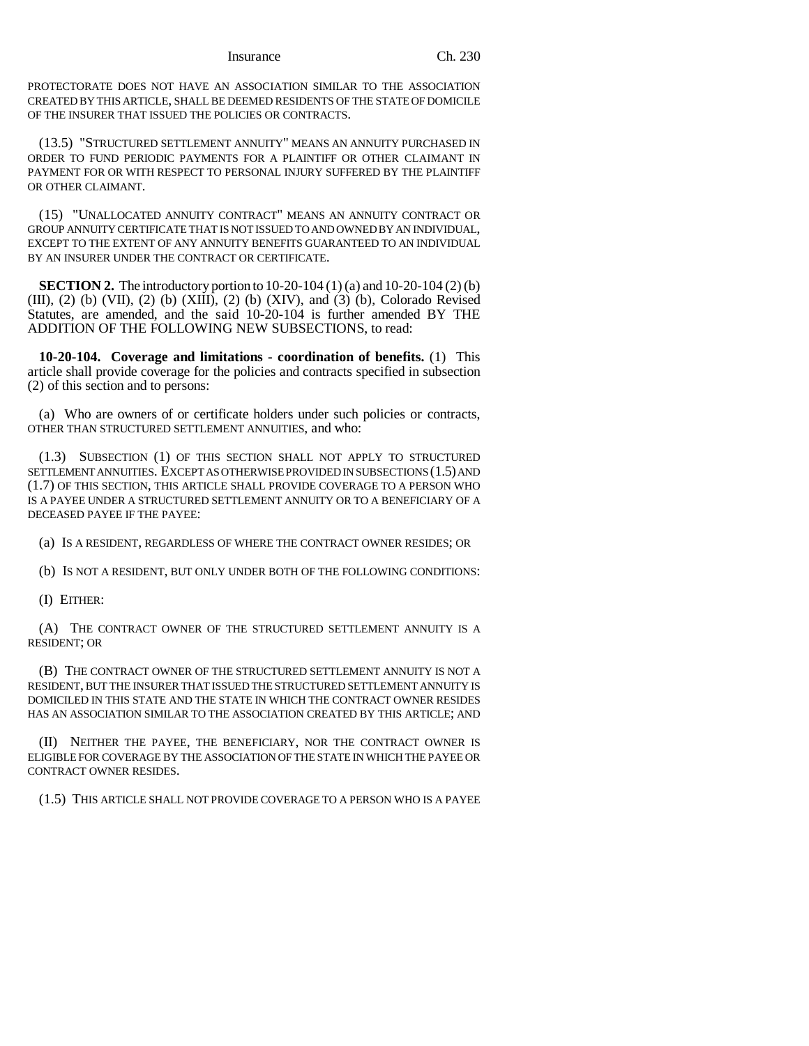PROTECTORATE DOES NOT HAVE AN ASSOCIATION SIMILAR TO THE ASSOCIATION CREATED BY THIS ARTICLE, SHALL BE DEEMED RESIDENTS OF THE STATE OF DOMICILE OF THE INSURER THAT ISSUED THE POLICIES OR CONTRACTS.

(13.5) "STRUCTURED SETTLEMENT ANNUITY" MEANS AN ANNUITY PURCHASED IN ORDER TO FUND PERIODIC PAYMENTS FOR A PLAINTIFF OR OTHER CLAIMANT IN PAYMENT FOR OR WITH RESPECT TO PERSONAL INJURY SUFFERED BY THE PLAINTIFF OR OTHER CLAIMANT.

(15) "UNALLOCATED ANNUITY CONTRACT" MEANS AN ANNUITY CONTRACT OR GROUP ANNUITY CERTIFICATE THAT IS NOT ISSUED TO AND OWNED BY AN INDIVIDUAL, EXCEPT TO THE EXTENT OF ANY ANNUITY BENEFITS GUARANTEED TO AN INDIVIDUAL BY AN INSURER UNDER THE CONTRACT OR CERTIFICATE.

**SECTION 2.** The introductory portion to 10-20-104 (1) (a) and 10-20-104 (2) (b) (III), (2) (b) (VII), (2) (b) (XIII), (2) (b) (XIV), and (3) (b), Colorado Revised Statutes, are amended, and the said 10-20-104 is further amended BY THE ADDITION OF THE FOLLOWING NEW SUBSECTIONS, to read:

**10-20-104. Coverage and limitations - coordination of benefits.** (1) This article shall provide coverage for the policies and contracts specified in subsection (2) of this section and to persons:

(a) Who are owners of or certificate holders under such policies or contracts, OTHER THAN STRUCTURED SETTLEMENT ANNUITIES, and who:

(1.3) SUBSECTION (1) OF THIS SECTION SHALL NOT APPLY TO STRUCTURED SETTLEMENT ANNUITIES. EXCEPT AS OTHERWISE PROVIDED IN SUBSECTIONS (1.5) AND (1.7) OF THIS SECTION, THIS ARTICLE SHALL PROVIDE COVERAGE TO A PERSON WHO IS A PAYEE UNDER A STRUCTURED SETTLEMENT ANNUITY OR TO A BENEFICIARY OF A DECEASED PAYEE IF THE PAYEE:

(a) IS A RESIDENT, REGARDLESS OF WHERE THE CONTRACT OWNER RESIDES; OR

(b) IS NOT A RESIDENT, BUT ONLY UNDER BOTH OF THE FOLLOWING CONDITIONS:

(I) EITHER:

(A) THE CONTRACT OWNER OF THE STRUCTURED SETTLEMENT ANNUITY IS A RESIDENT; OR

(B) THE CONTRACT OWNER OF THE STRUCTURED SETTLEMENT ANNUITY IS NOT A RESIDENT, BUT THE INSURER THAT ISSUED THE STRUCTURED SETTLEMENT ANNUITY IS DOMICILED IN THIS STATE AND THE STATE IN WHICH THE CONTRACT OWNER RESIDES HAS AN ASSOCIATION SIMILAR TO THE ASSOCIATION CREATED BY THIS ARTICLE; AND

(II) NEITHER THE PAYEE, THE BENEFICIARY, NOR THE CONTRACT OWNER IS ELIGIBLE FOR COVERAGE BY THE ASSOCIATION OF THE STATE IN WHICH THE PAYEE OR CONTRACT OWNER RESIDES.

(1.5) THIS ARTICLE SHALL NOT PROVIDE COVERAGE TO A PERSON WHO IS A PAYEE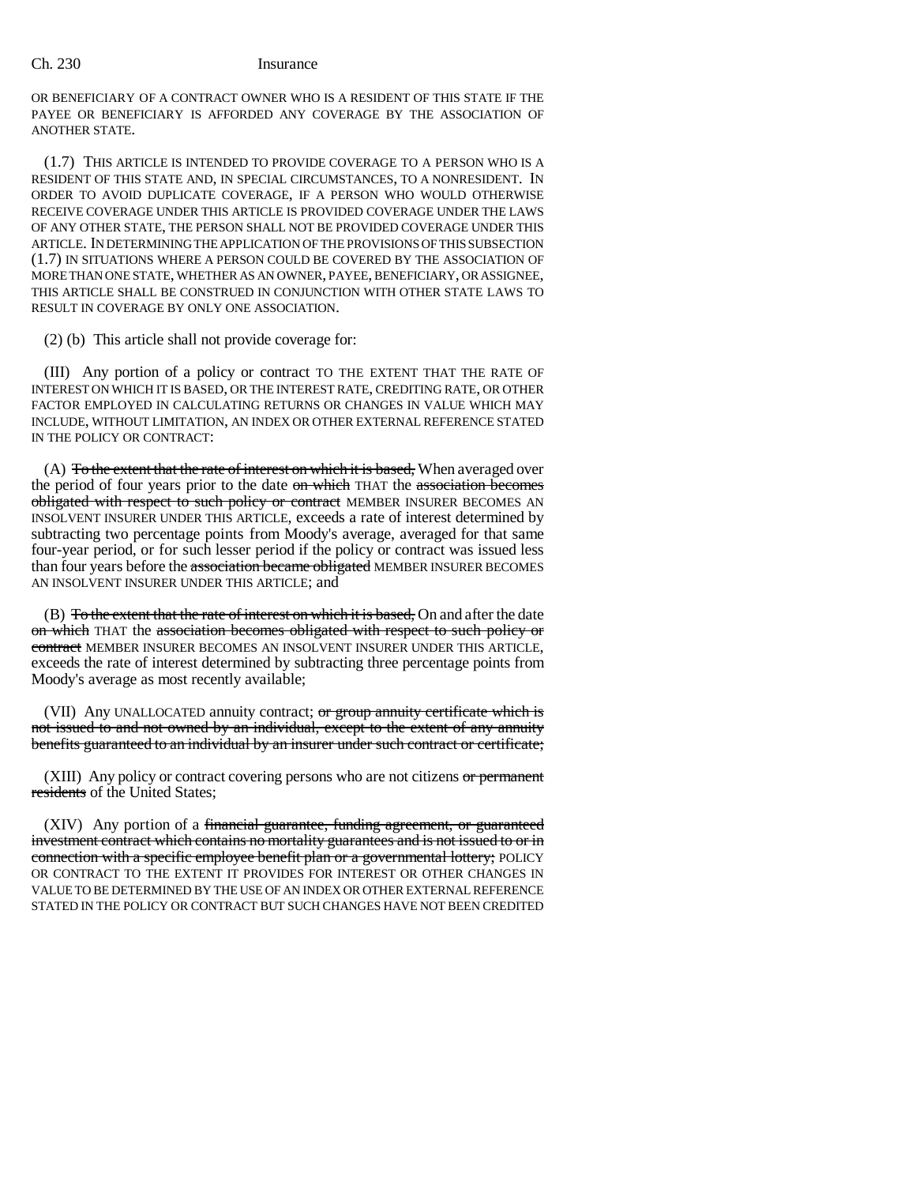OR BENEFICIARY OF A CONTRACT OWNER WHO IS A RESIDENT OF THIS STATE IF THE PAYEE OR BENEFICIARY IS AFFORDED ANY COVERAGE BY THE ASSOCIATION OF ANOTHER STATE.

(1.7) THIS ARTICLE IS INTENDED TO PROVIDE COVERAGE TO A PERSON WHO IS A RESIDENT OF THIS STATE AND, IN SPECIAL CIRCUMSTANCES, TO A NONRESIDENT. IN ORDER TO AVOID DUPLICATE COVERAGE, IF A PERSON WHO WOULD OTHERWISE RECEIVE COVERAGE UNDER THIS ARTICLE IS PROVIDED COVERAGE UNDER THE LAWS OF ANY OTHER STATE, THE PERSON SHALL NOT BE PROVIDED COVERAGE UNDER THIS ARTICLE. IN DETERMINING THE APPLICATION OF THE PROVISIONS OF THIS SUBSECTION (1.7) IN SITUATIONS WHERE A PERSON COULD BE COVERED BY THE ASSOCIATION OF MORE THAN ONE STATE, WHETHER AS AN OWNER, PAYEE, BENEFICIARY, OR ASSIGNEE, THIS ARTICLE SHALL BE CONSTRUED IN CONJUNCTION WITH OTHER STATE LAWS TO RESULT IN COVERAGE BY ONLY ONE ASSOCIATION.

(2) (b) This article shall not provide coverage for:

(III) Any portion of a policy or contract TO THE EXTENT THAT THE RATE OF INTEREST ON WHICH IT IS BASED, OR THE INTEREST RATE, CREDITING RATE, OR OTHER FACTOR EMPLOYED IN CALCULATING RETURNS OR CHANGES IN VALUE WHICH MAY INCLUDE, WITHOUT LIMITATION, AN INDEX OR OTHER EXTERNAL REFERENCE STATED IN THE POLICY OR CONTRACT:

(A) ~~To the extent that the rate of interest on which it is based,~~ When averaged over the period of four years prior to the date ~~on which~~ THAT the ~~association becomes obligated with respect to such policy or contract~~ MEMBER INSURER BECOMES AN INSOLVENT INSURER UNDER THIS ARTICLE, exceeds a rate of interest determined by subtracting two percentage points from Moody's average, averaged for that same four-year period, or for such lesser period if the policy or contract was issued less than four years before the ~~association became obligated~~ MEMBER INSURER BECOMES AN INSOLVENT INSURER UNDER THIS ARTICLE; and

(B) ~~To the extent that the rate of interest on which it is based,~~ On and after the date ~~on which~~ THAT the ~~association becomes obligated with respect to such policy or contract~~ MEMBER INSURER BECOMES AN INSOLVENT INSURER UNDER THIS ARTICLE, exceeds the rate of interest determined by subtracting three percentage points from Moody's average as most recently available;

(VII) Any UNALLOCATED annuity contract; ~~or group annuity certificate which is not issued to and not owned by an individual, except to the extent of any annuity benefits guaranteed to an individual by an insurer under such contract or certificate;~~

(XIII) Any policy or contract covering persons who are not citizens ~~or permanent residents~~ of the United States;

(XIV) Any portion of a ~~financial guarantee, funding agreement, or guaranteed investment contract which contains no mortality guarantees and is not issued to or in connection with a specific employee benefit plan or a governmental lottery;~~ POLICY OR CONTRACT TO THE EXTENT IT PROVIDES FOR INTEREST OR OTHER CHANGES IN VALUE TO BE DETERMINED BY THE USE OF AN INDEX OR OTHER EXTERNAL REFERENCE STATED IN THE POLICY OR CONTRACT BUT SUCH CHANGES HAVE NOT BEEN CREDITED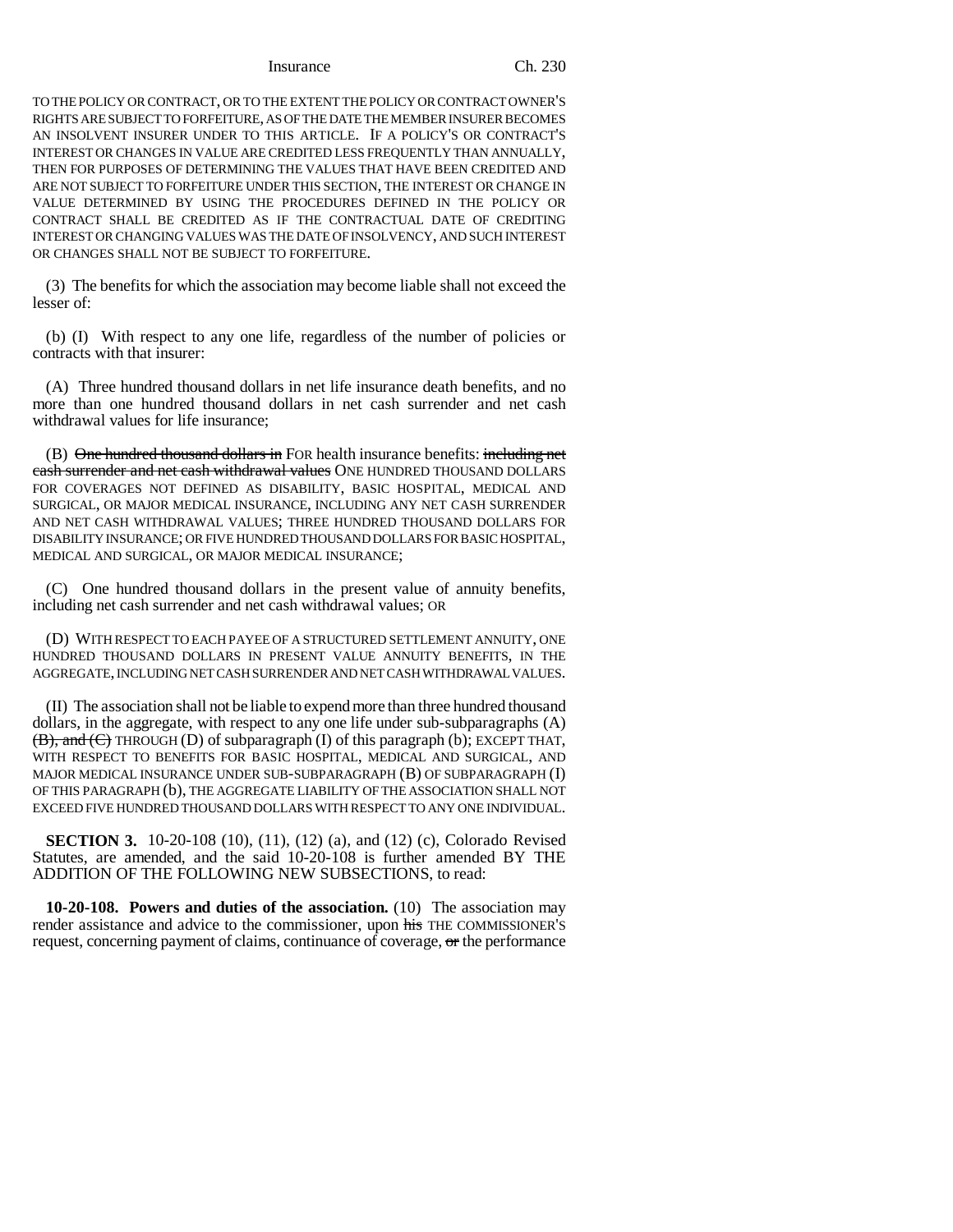TO THE POLICY OR CONTRACT, OR TO THE EXTENT THE POLICY OR CONTRACT OWNER'S RIGHTS ARE SUBJECT TO FORFEITURE, AS OF THE DATE THE MEMBER INSURER BECOMES AN INSOLVENT INSURER UNDER TO THIS ARTICLE. IF A POLICY'S OR CONTRACT'S INTEREST OR CHANGES IN VALUE ARE CREDITED LESS FREQUENTLY THAN ANNUALLY, THEN FOR PURPOSES OF DETERMINING THE VALUES THAT HAVE BEEN CREDITED AND ARE NOT SUBJECT TO FORFEITURE UNDER THIS SECTION, THE INTEREST OR CHANGE IN VALUE DETERMINED BY USING THE PROCEDURES DEFINED IN THE POLICY OR CONTRACT SHALL BE CREDITED AS IF THE CONTRACTUAL DATE OF CREDITING INTEREST OR CHANGING VALUES WAS THE DATE OF INSOLVENCY, AND SUCH INTEREST OR CHANGES SHALL NOT BE SUBJECT TO FORFEITURE.

(3) The benefits for which the association may become liable shall not exceed the lesser of:

(b) (I) With respect to any one life, regardless of the number of policies or contracts with that insurer:

(A) Three hundred thousand dollars in net life insurance death benefits, and no more than one hundred thousand dollars in net cash surrender and net cash withdrawal values for life insurance;

(B) ~~One hundred thousand dollars in~~ FOR health insurance benefits: ~~including net cash surrender and net cash withdrawal values~~ ONE HUNDRED THOUSAND DOLLARS FOR COVERAGES NOT DEFINED AS DISABILITY, BASIC HOSPITAL, MEDICAL AND SURGICAL, OR MAJOR MEDICAL INSURANCE, INCLUDING ANY NET CASH SURRENDER AND NET CASH WITHDRAWAL VALUES; THREE HUNDRED THOUSAND DOLLARS FOR DISABILITY INSURANCE; OR FIVE HUNDRED THOUSAND DOLLARS FOR BASIC HOSPITAL, MEDICAL AND SURGICAL, OR MAJOR MEDICAL INSURANCE;

(C) One hundred thousand dollars in the present value of annuity benefits, including net cash surrender and net cash withdrawal values; OR

(D) WITH RESPECT TO EACH PAYEE OF A STRUCTURED SETTLEMENT ANNUITY, ONE HUNDRED THOUSAND DOLLARS IN PRESENT VALUE ANNUITY BENEFITS, IN THE AGGREGATE, INCLUDING NET CASH SURRENDER AND NET CASH WITHDRAWAL VALUES.

(II) The association shall not be liable to expend more than three hundred thousand dollars, in the aggregate, with respect to any one life under sub-subparagraphs (A) ~~(B), and (C)~~ THROUGH (D) of subparagraph (I) of this paragraph (b); EXCEPT THAT, WITH RESPECT TO BENEFITS FOR BASIC HOSPITAL, MEDICAL AND SURGICAL, AND MAJOR MEDICAL INSURANCE UNDER SUB-SUBPARAGRAPH (B) OF SUBPARAGRAPH (I) OF THIS PARAGRAPH (b), THE AGGREGATE LIABILITY OF THE ASSOCIATION SHALL NOT EXCEED FIVE HUNDRED THOUSAND DOLLARS WITH RESPECT TO ANY ONE INDIVIDUAL.

**SECTION 3.** 10-20-108 (10), (11), (12) (a), and (12) (c), Colorado Revised Statutes, are amended, and the said 10-20-108 is further amended BY THE ADDITION OF THE FOLLOWING NEW SUBSECTIONS, to read:

**10-20-108. Powers and duties of the association.** (10) The association may render assistance and advice to the commissioner, upon ~~his~~ THE COMMISSIONER'S request, concerning payment of claims, continuance of coverage, ~~or~~ the performance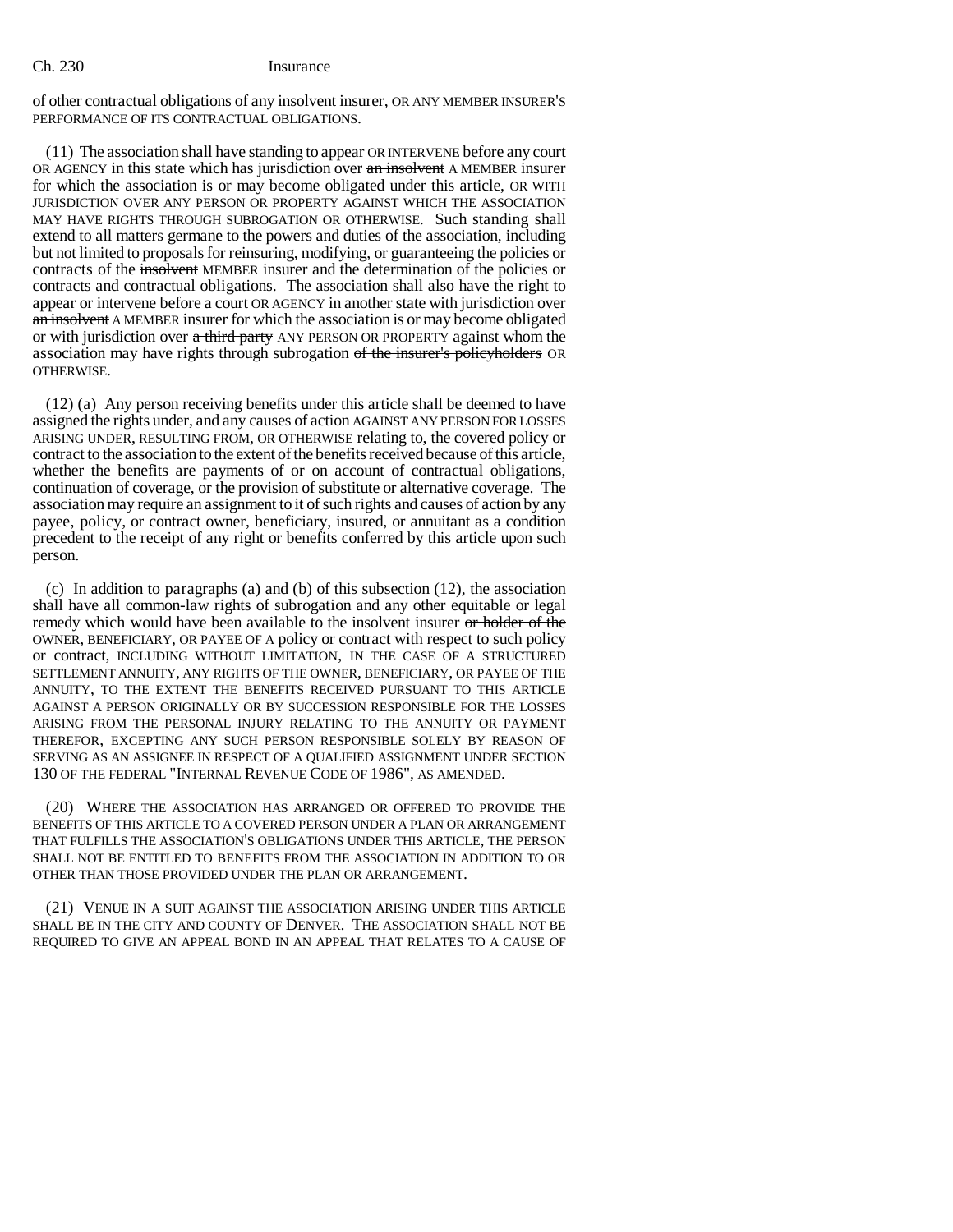of other contractual obligations of any insolvent insurer, OR ANY MEMBER INSURER'S PERFORMANCE OF ITS CONTRACTUAL OBLIGATIONS.

(11) The association shall have standing to appear OR INTERVENE before any court OR AGENCY in this state which has jurisdiction over ~~an insolvent~~ A MEMBER insurer for which the association is or may become obligated under this article, OR WITH JURISDICTION OVER ANY PERSON OR PROPERTY AGAINST WHICH THE ASSOCIATION MAY HAVE RIGHTS THROUGH SUBROGATION OR OTHERWISE. Such standing shall extend to all matters germane to the powers and duties of the association, including but not limited to proposals for reinsuring, modifying, or guaranteeing the policies or contracts of the ~~insolvent~~ MEMBER insurer and the determination of the policies or contracts and contractual obligations. The association shall also have the right to appear or intervene before a court OR AGENCY in another state with jurisdiction over ~~an insolvent~~ A MEMBER insurer for which the association is or may become obligated or with jurisdiction over ~~a third party~~ ANY PERSON OR PROPERTY against whom the association may have rights through subrogation ~~of the insurer's policyholders~~ OR OTHERWISE.

(12) (a) Any person receiving benefits under this article shall be deemed to have assigned the rights under, and any causes of action AGAINST ANY PERSON FOR LOSSES ARISING UNDER, RESULTING FROM, OR OTHERWISE relating to, the covered policy or contract to the association to the extent of the benefits received because of this article, whether the benefits are payments of or on account of contractual obligations, continuation of coverage, or the provision of substitute or alternative coverage. The association may require an assignment to it of such rights and causes of action by any payee, policy, or contract owner, beneficiary, insured, or annuitant as a condition precedent to the receipt of any right or benefits conferred by this article upon such person.

(c) In addition to paragraphs (a) and (b) of this subsection (12), the association shall have all common-law rights of subrogation and any other equitable or legal remedy which would have been available to the insolvent insurer ~~or holder of the~~ OWNER, BENEFICIARY, OR PAYEE OF A policy or contract with respect to such policy or contract, INCLUDING WITHOUT LIMITATION, IN THE CASE OF A STRUCTURED SETTLEMENT ANNUITY, ANY RIGHTS OF THE OWNER, BENEFICIARY, OR PAYEE OF THE ANNUITY, TO THE EXTENT THE BENEFITS RECEIVED PURSUANT TO THIS ARTICLE AGAINST A PERSON ORIGINALLY OR BY SUCCESSION RESPONSIBLE FOR THE LOSSES ARISING FROM THE PERSONAL INJURY RELATING TO THE ANNUITY OR PAYMENT THEREFOR, EXCEPTING ANY SUCH PERSON RESPONSIBLE SOLELY BY REASON OF SERVING AS AN ASSIGNEE IN RESPECT OF A QUALIFIED ASSIGNMENT UNDER SECTION 130 OF THE FEDERAL "INTERNAL REVENUE CODE OF 1986", AS AMENDED.

(20) WHERE THE ASSOCIATION HAS ARRANGED OR OFFERED TO PROVIDE THE BENEFITS OF THIS ARTICLE TO A COVERED PERSON UNDER A PLAN OR ARRANGEMENT THAT FULFILLS THE ASSOCIATION'S OBLIGATIONS UNDER THIS ARTICLE, THE PERSON SHALL NOT BE ENTITLED TO BENEFITS FROM THE ASSOCIATION IN ADDITION TO OR OTHER THAN THOSE PROVIDED UNDER THE PLAN OR ARRANGEMENT.

(21) VENUE IN A SUIT AGAINST THE ASSOCIATION ARISING UNDER THIS ARTICLE SHALL BE IN THE CITY AND COUNTY OF DENVER. THE ASSOCIATION SHALL NOT BE REQUIRED TO GIVE AN APPEAL BOND IN AN APPEAL THAT RELATES TO A CAUSE OF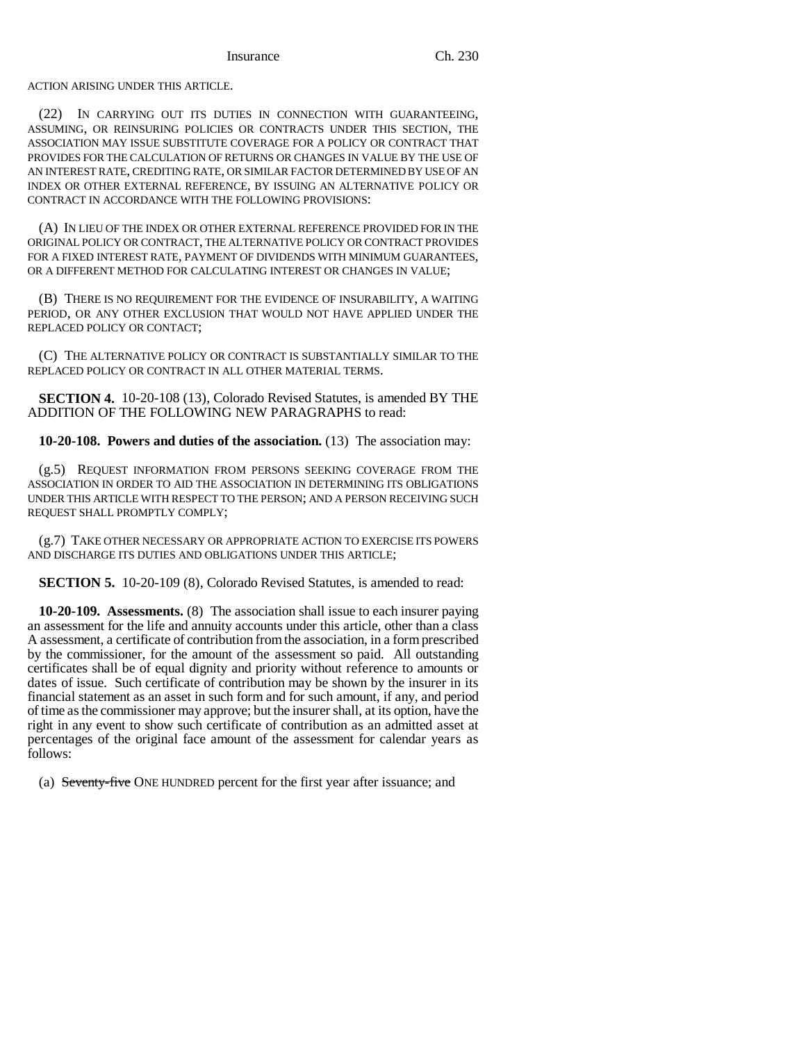ACTION ARISING UNDER THIS ARTICLE.

(22) IN CARRYING OUT ITS DUTIES IN CONNECTION WITH GUARANTEEING, ASSUMING, OR REINSURING POLICIES OR CONTRACTS UNDER THIS SECTION, THE ASSOCIATION MAY ISSUE SUBSTITUTE COVERAGE FOR A POLICY OR CONTRACT THAT PROVIDES FOR THE CALCULATION OF RETURNS OR CHANGES IN VALUE BY THE USE OF AN INTEREST RATE, CREDITING RATE, OR SIMILAR FACTOR DETERMINED BY USE OF AN INDEX OR OTHER EXTERNAL REFERENCE, BY ISSUING AN ALTERNATIVE POLICY OR CONTRACT IN ACCORDANCE WITH THE FOLLOWING PROVISIONS:

(A) IN LIEU OF THE INDEX OR OTHER EXTERNAL REFERENCE PROVIDED FOR IN THE ORIGINAL POLICY OR CONTRACT, THE ALTERNATIVE POLICY OR CONTRACT PROVIDES FOR A FIXED INTEREST RATE, PAYMENT OF DIVIDENDS WITH MINIMUM GUARANTEES, OR A DIFFERENT METHOD FOR CALCULATING INTEREST OR CHANGES IN VALUE;

(B) THERE IS NO REQUIREMENT FOR THE EVIDENCE OF INSURABILITY, A WAITING PERIOD, OR ANY OTHER EXCLUSION THAT WOULD NOT HAVE APPLIED UNDER THE REPLACED POLICY OR CONTACT;

(C) THE ALTERNATIVE POLICY OR CONTRACT IS SUBSTANTIALLY SIMILAR TO THE REPLACED POLICY OR CONTRACT IN ALL OTHER MATERIAL TERMS.

**SECTION 4.** 10-20-108 (13), Colorado Revised Statutes, is amended BY THE ADDITION OF THE FOLLOWING NEW PARAGRAPHS to read:

**10-20-108. Powers and duties of the association.** (13) The association may:

(g.5) REQUEST INFORMATION FROM PERSONS SEEKING COVERAGE FROM THE ASSOCIATION IN ORDER TO AID THE ASSOCIATION IN DETERMINING ITS OBLIGATIONS UNDER THIS ARTICLE WITH RESPECT TO THE PERSON; AND A PERSON RECEIVING SUCH REQUEST SHALL PROMPTLY COMPLY;

(g.7) TAKE OTHER NECESSARY OR APPROPRIATE ACTION TO EXERCISE ITS POWERS AND DISCHARGE ITS DUTIES AND OBLIGATIONS UNDER THIS ARTICLE;

**SECTION 5.** 10-20-109 (8), Colorado Revised Statutes, is amended to read:

**10-20-109. Assessments.** (8) The association shall issue to each insurer paying an assessment for the life and annuity accounts under this article, other than a class A assessment, a certificate of contribution from the association, in a form prescribed by the commissioner, for the amount of the assessment so paid. All outstanding certificates shall be of equal dignity and priority without reference to amounts or dates of issue. Such certificate of contribution may be shown by the insurer in its financial statement as an asset in such form and for such amount, if any, and period of time as the commissioner may approve; but the insurer shall, at its option, have the right in any event to show such certificate of contribution as an admitted asset at percentages of the original face amount of the assessment for calendar years as follows:

(a) ~~Seventy-five~~ ONE HUNDRED percent for the first year after issuance; and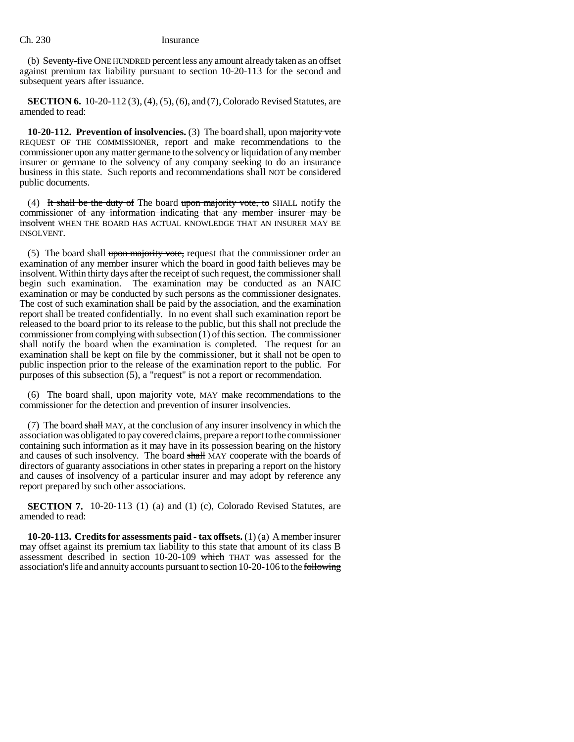(b) ~~Seventy-five~~ ONE HUNDRED percent less any amount already taken as an offset against premium tax liability pursuant to section 10-20-113 for the second and subsequent years after issuance.

**SECTION 6.** 10-20-112 (3), (4), (5), (6), and (7), Colorado Revised Statutes, are amended to read:

**10-20-112. Prevention of insolvencies.** (3) The board shall, upon ~~majority vote~~ REQUEST OF THE COMMISSIONER, report and make recommendations to the commissioner upon any matter germane to the solvency or liquidation of any member insurer or germane to the solvency of any company seeking to do an insurance business in this state. Such reports and recommendations shall NOT be considered public documents.

(4) ~~It shall be the duty of~~ The board ~~upon majority vote, to~~ SHALL notify the commissioner ~~of any information indicating that any member insurer may be insolvent~~ WHEN THE BOARD HAS ACTUAL KNOWLEDGE THAT AN INSURER MAY BE INSOLVENT.

(5) The board shall ~~upon majority vote,~~ request that the commissioner order an examination of any member insurer which the board in good faith believes may be insolvent. Within thirty days after the receipt of such request, the commissioner shall begin such examination. The examination may be conducted as an NAIC examination or may be conducted by such persons as the commissioner designates. The cost of such examination shall be paid by the association, and the examination report shall be treated confidentially. In no event shall such examination report be released to the board prior to its release to the public, but this shall not preclude the commissioner from complying with subsection (1) of this section. The commissioner shall notify the board when the examination is completed. The request for an examination shall be kept on file by the commissioner, but it shall not be open to public inspection prior to the release of the examination report to the public. For purposes of this subsection (5), a "request" is not a report or recommendation.

(6) The board ~~shall, upon majority vote,~~ MAY make recommendations to the commissioner for the detection and prevention of insurer insolvencies.

(7) The board ~~shall~~ MAY, at the conclusion of any insurer insolvency in which the association was obligated to pay covered claims, prepare a report to the commissioner containing such information as it may have in its possession bearing on the history and causes of such insolvency. The board ~~shall~~ MAY cooperate with the boards of directors of guaranty associations in other states in preparing a report on the history and causes of insolvency of a particular insurer and may adopt by reference any report prepared by such other associations.

**SECTION 7.** 10-20-113 (1) (a) and (1) (c), Colorado Revised Statutes, are amended to read:

**10-20-113. Credits for assessments paid - tax offsets.** (1) (a) A member insurer may offset against its premium tax liability to this state that amount of its class B assessment described in section 10-20-109 ~~which~~ THAT was assessed for the association's life and annuity accounts pursuant to section 10-20-106 to the ~~following~~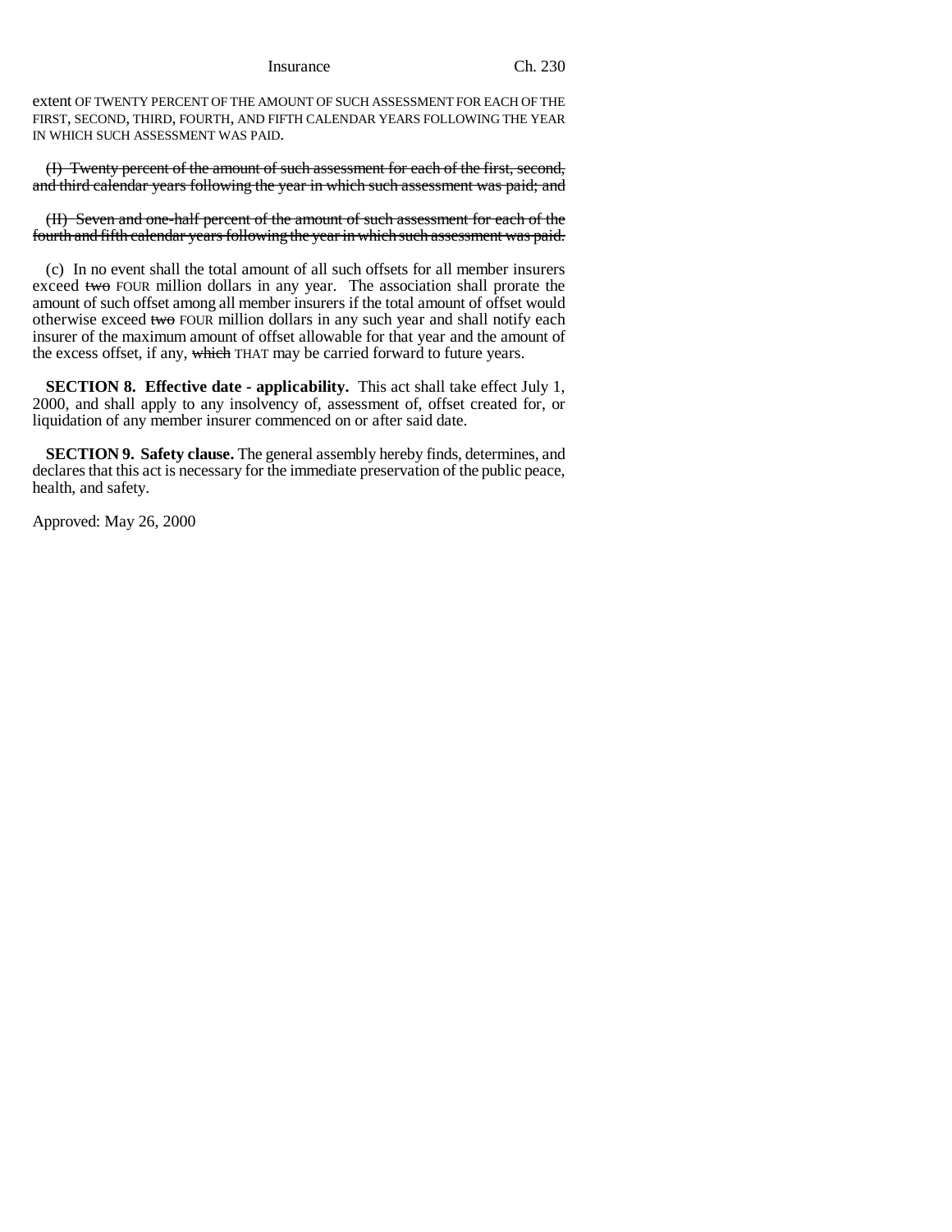extent OF TWENTY PERCENT OF THE AMOUNT OF SUCH ASSESSMENT FOR EACH OF THE FIRST, SECOND, THIRD, FOURTH, AND FIFTH CALENDAR YEARS FOLLOWING THE YEAR IN WHICH SUCH ASSESSMENT WAS PAID.

~~(I) Twenty percent of the amount of such assessment for each of the first, second, and third calendar years following the year in which such assessment was paid; and~~

~~(II) Seven and one-half percent of the amount of such assessment for each of the fourth and fifth calendar years following the year in which such assessment was paid.~~

(c) In no event shall the total amount of all such offsets for all member insurers exceed ~~two~~ FOUR million dollars in any year. The association shall prorate the amount of such offset among all member insurers if the total amount of offset would otherwise exceed ~~two~~ FOUR million dollars in any such year and shall notify each insurer of the maximum amount of offset allowable for that year and the amount of the excess offset, if any, ~~which~~ THAT may be carried forward to future years.

**SECTION 8. Effective date - applicability.** This act shall take effect July 1, 2000, and shall apply to any insolvency of, assessment of, offset created for, or liquidation of any member insurer commenced on or after said date.

**SECTION 9. Safety clause.** The general assembly hereby finds, determines, and declares that this act is necessary for the immediate preservation of the public peace, health, and safety.

Approved: May 26, 2000